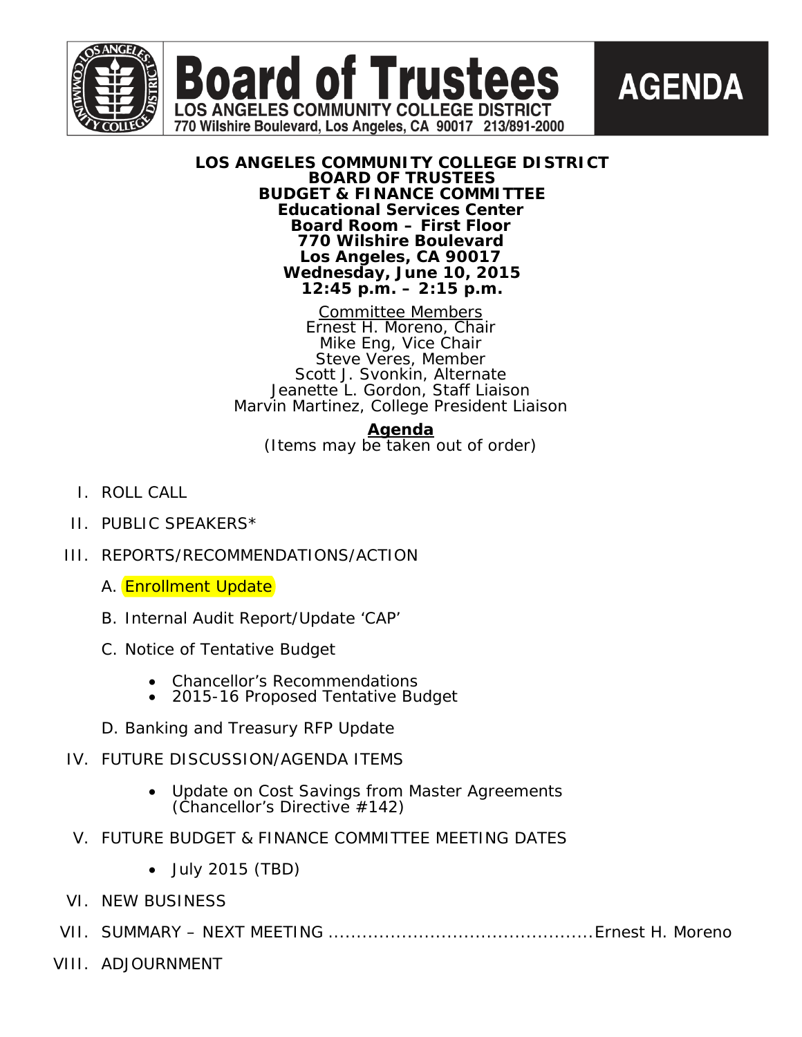# Board of Trustees

LOS ANGELES COMMUNITY COLLEGE DISTRICT
770 Wilshire Boulevard, Los Angeles, CA 90017 213/891-2000

**AGENDA**

**LOS ANGELES COMMUNITY COLLEGE DISTRICT**
**BOARD OF TRUSTEES**
**BUDGET & FINANCE COMMITTEE**
**Educational Services Center**
**Board Room – First Floor**
**770 Wilshire Boulevard**
**Los Angeles, CA 90017**
**Wednesday, June 10, 2015**
**12:45 p.m. – 2:15 p.m.**

Committee Members
Ernest H. Moreno, Chair
Mike Eng, Vice Chair
Steve Veres, Member
Scott J. Svonkin, Alternate
Jeanette L. Gordon, Staff Liaison
Marvin Martinez, College President Liaison

**Agenda**
(Items may be taken out of order)

I. ROLL CALL

II. PUBLIC SPEAKERS*

III. REPORTS/RECOMMENDATIONS/ACTION

  A. Enrollment Update

  B. Internal Audit Report/Update 'CAP'

  C. Notice of Tentative Budget

  - Chancellor's Recommendations
  - 2015-16 Proposed Tentative Budget

  D. Banking and Treasury RFP Update

IV. FUTURE DISCUSSION/AGENDA ITEMS

  - Update on Cost Savings from Master Agreements (Chancellor's Directive #142)

V. FUTURE BUDGET & FINANCE COMMITTEE MEETING DATES

  - July 2015 (TBD)

VI. NEW BUSINESS

VII. SUMMARY – NEXT MEETING ............................................. Ernest H. Moreno

VIII. ADJOURNMENT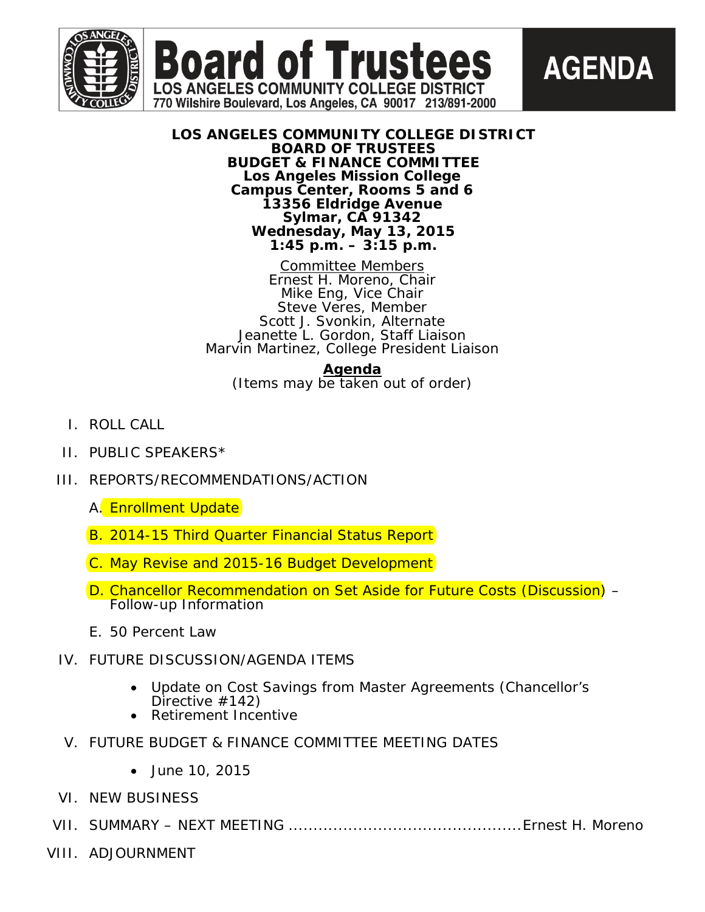# Board of Trustees

LOS ANGELES COMMUNITY COLLEGE DISTRICT
770 Wilshire Boulevard, Los Angeles, CA 90017 213/891-2000

**AGENDA**

**LOS ANGELES COMMUNITY COLLEGE DISTRICT**
**BOARD OF TRUSTEES**
**BUDGET & FINANCE COMMITTEE**
**Los Angeles Mission College**
**Campus Center, Rooms 5 and 6**
**13356 Eldridge Avenue**
**Sylmar, CA 91342**
**Wednesday, May 13, 2015**
**1:45 p.m. – 3:15 p.m.**

Committee Members
Ernest H. Moreno, Chair
Mike Eng, Vice Chair
Steve Veres, Member
Scott J. Svonkin, Alternate
Jeanette L. Gordon, Staff Liaison
Marvin Martinez, College President Liaison

**Agenda**
(Items may be taken out of order)

I. ROLL CALL

II. PUBLIC SPEAKERS*

III. REPORTS/RECOMMENDATIONS/ACTION

   A. Enrollment Update

   B. 2014-15 Third Quarter Financial Status Report

   C. May Revise and 2015-16 Budget Development

   D. Chancellor Recommendation on Set Aside for Future Costs (Discussion) – Follow-up Information

   E. 50 Percent Law

IV. FUTURE DISCUSSION/AGENDA ITEMS

- Update on Cost Savings from Master Agreements (Chancellor's Directive #142)
- Retirement Incentive

V. FUTURE BUDGET & FINANCE COMMITTEE MEETING DATES

- June 10, 2015

VI. NEW BUSINESS

VII. SUMMARY – NEXT MEETING ............................................Ernest H. Moreno

VIII. ADJOURNMENT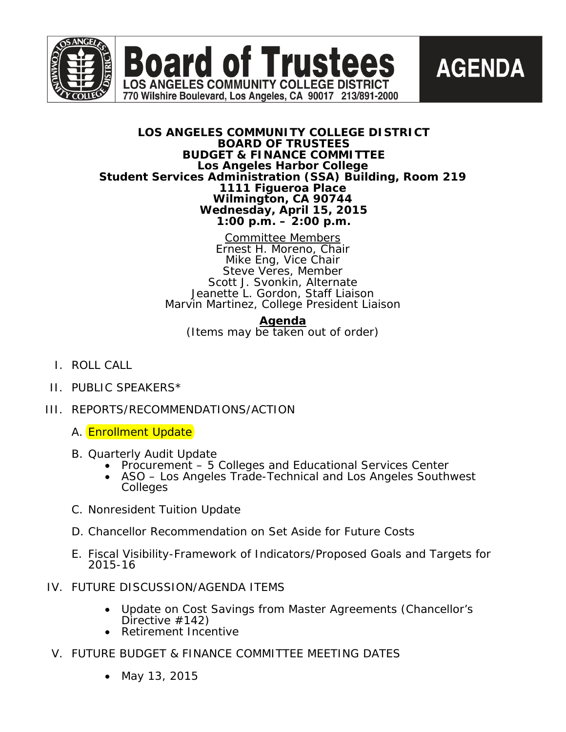# Board of Trustees

**LOS ANGELES COMMUNITY COLLEGE DISTRICT**
770 Wilshire Boulevard, Los Angeles, CA 90017 213/891-2000

**AGENDA**

**LOS ANGELES COMMUNITY COLLEGE DISTRICT**
**BOARD OF TRUSTEES**
**BUDGET & FINANCE COMMITTEE**
**Los Angeles Harbor College**
**Student Services Administration (SSA) Building, Room 219**
**1111 Figueroa Place**
**Wilmington, CA 90744**
**Wednesday, April 15, 2015**
**1:00 p.m. – 2:00 p.m.**

Committee Members
Ernest H. Moreno, Chair
Mike Eng, Vice Chair
Steve Veres, Member
Scott J. Svonkin, Alternate
Jeanette L. Gordon, Staff Liaison
Marvin Martinez, College President Liaison

**Agenda**
(Items may be taken out of order)

I. ROLL CALL

II. PUBLIC SPEAKERS*

III. REPORTS/RECOMMENDATIONS/ACTION

   A. Enrollment Update

   B. Quarterly Audit Update
      - Procurement – 5 Colleges and Educational Services Center
      - ASO – Los Angeles Trade-Technical and Los Angeles Southwest Colleges

   C. Nonresident Tuition Update

   D. Chancellor Recommendation on Set Aside for Future Costs

   E. Fiscal Visibility-Framework of Indicators/Proposed Goals and Targets for 2015-16

IV. FUTURE DISCUSSION/AGENDA ITEMS

   - Update on Cost Savings from Master Agreements (Chancellor's Directive #142)
   - Retirement Incentive

V. FUTURE BUDGET & FINANCE COMMITTEE MEETING DATES

   - May 13, 2015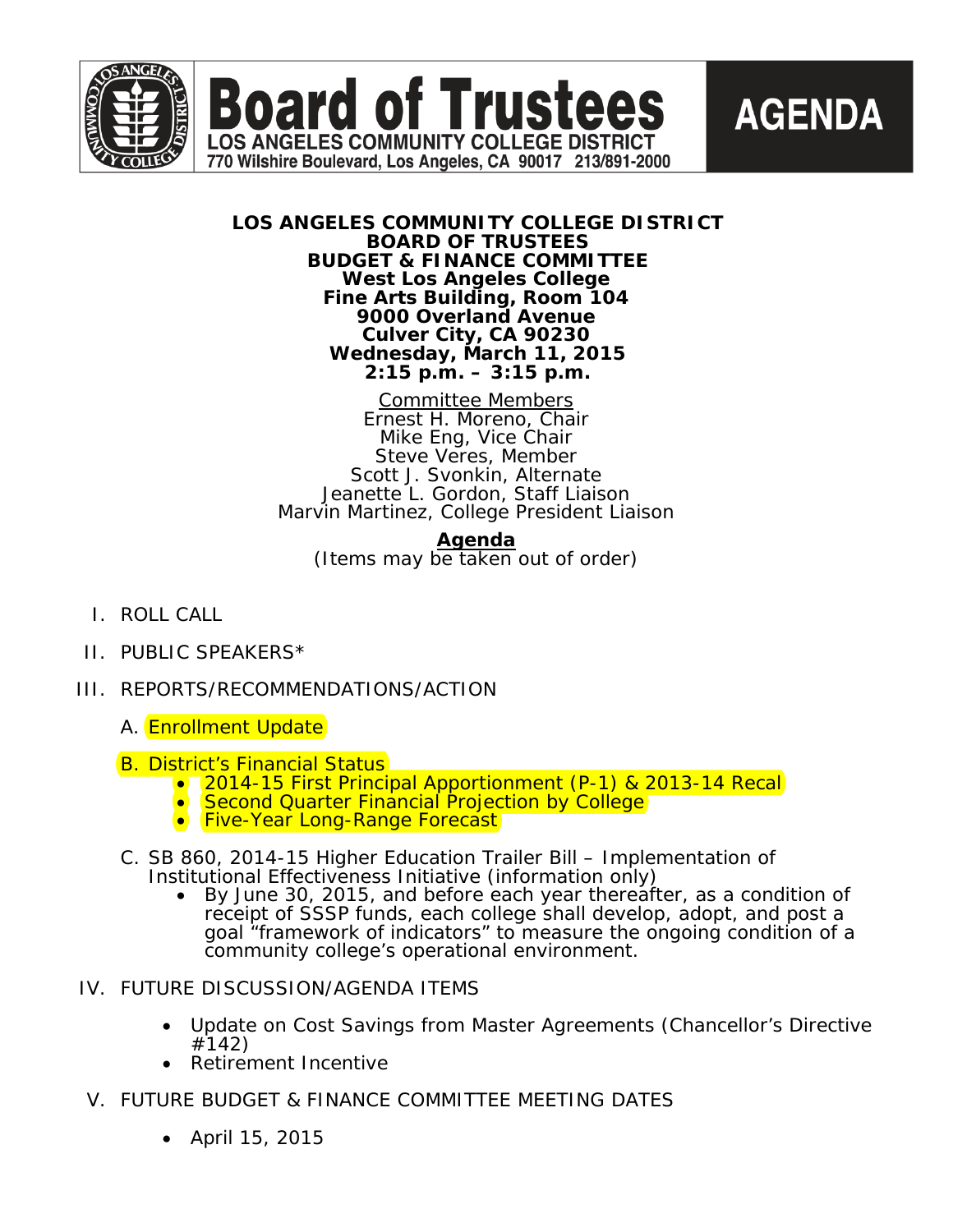# Board of Trustees

**LOS ANGELES COMMUNITY COLLEGE DISTRICT**
770 Wilshire Boulevard, Los Angeles, CA 90017 213/891-2000

**AGENDA**

**LOS ANGELES COMMUNITY COLLEGE DISTRICT**
**BOARD OF TRUSTEES**
**BUDGET & FINANCE COMMITTEE**
**West Los Angeles College**
**Fine Arts Building, Room 104**
**9000 Overland Avenue**
**Culver City, CA 90230**
**Wednesday, March 11, 2015**
**2:15 p.m. – 3:15 p.m.**

Committee Members
Ernest H. Moreno, Chair
Mike Eng, Vice Chair
Steve Veres, Member
Scott J. Svonkin, Alternate
Jeanette L. Gordon, Staff Liaison
Marvin Martinez, College President Liaison

**Agenda**
(Items may be taken out of order)

I. ROLL CALL

II. PUBLIC SPEAKERS*

III. REPORTS/RECOMMENDATIONS/ACTION

A. Enrollment Update

B. District's Financial Status
- 2014-15 First Principal Apportionment (P-1) & 2013-14 Recal
- Second Quarter Financial Projection by College
- Five-Year Long-Range Forecast

C. SB 860, 2014-15 Higher Education Trailer Bill – Implementation of Institutional Effectiveness Initiative (information only)
- By June 30, 2015, and before each year thereafter, as a condition of receipt of SSSP funds, each college shall develop, adopt, and post a goal "framework of indicators" to measure the ongoing condition of a community college's operational environment.

IV. FUTURE DISCUSSION/AGENDA ITEMS

- Update on Cost Savings from Master Agreements (Chancellor's Directive #142)
- Retirement Incentive

V. FUTURE BUDGET & FINANCE COMMITTEE MEETING DATES

- April 15, 2015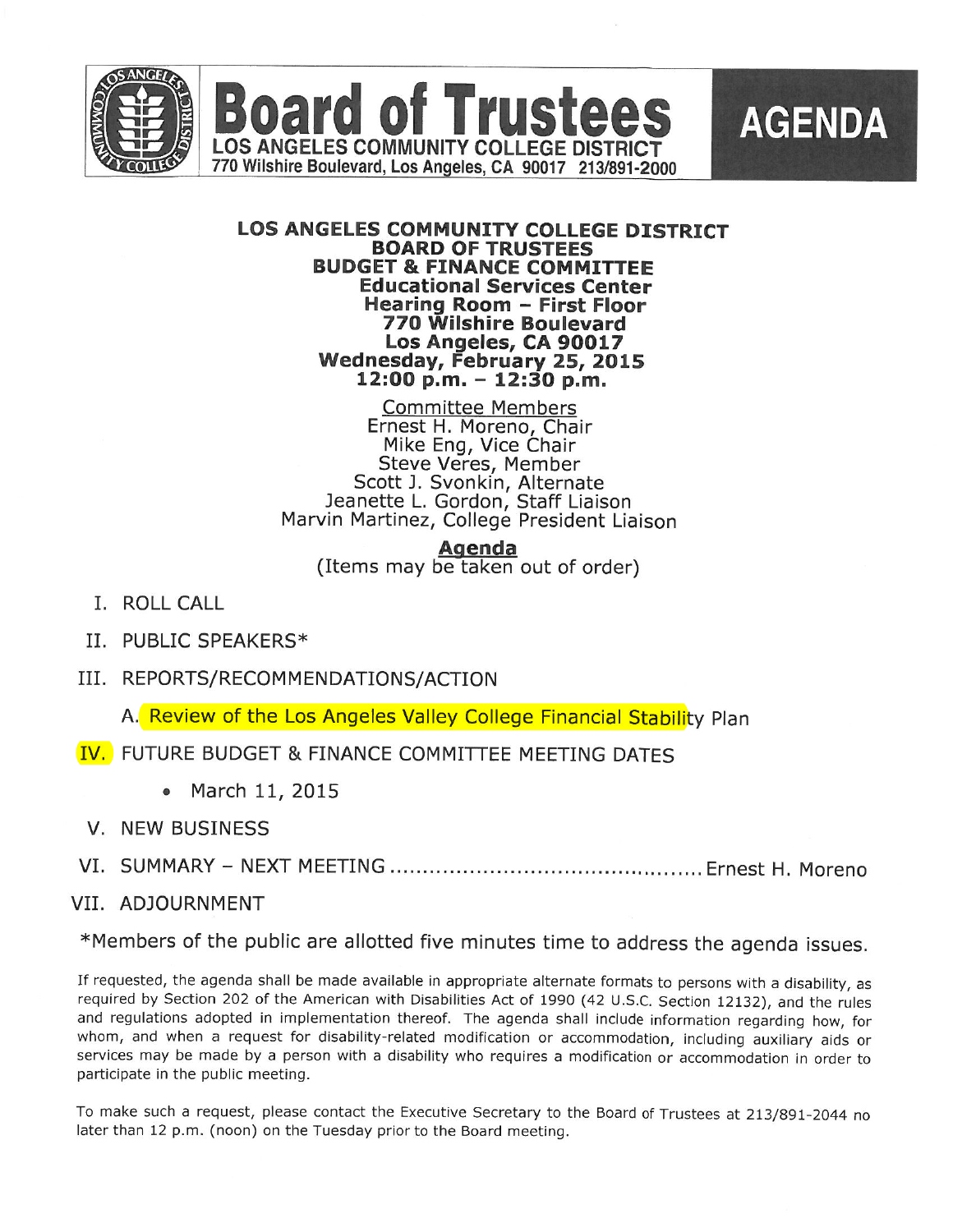# Board of Trustees

LOS ANGELES COMMUNITY COLLEGE DISTRICT
770 Wilshire Boulevard, Los Angeles, CA 90017 213/891-2000

**AGENDA**

**LOS ANGELES COMMUNITY COLLEGE DISTRICT**
**BOARD OF TRUSTEES**
**BUDGET & FINANCE COMMITTEE**
**Educational Services Center**
**Hearing Room – First Floor**
**770 Wilshire Boulevard**
**Los Angeles, CA 90017**
**Wednesday, February 25, 2015**
**12:00 p.m. – 12:30 p.m.**

Committee Members
Ernest H. Moreno, Chair
Mike Eng, Vice Chair
Steve Veres, Member
Scott J. Svonkin, Alternate
Jeanette L. Gordon, Staff Liaison
Marvin Martinez, College President Liaison

**Agenda**
(Items may be taken out of order)

I. ROLL CALL

II. PUBLIC SPEAKERS*

III. REPORTS/RECOMMENDATIONS/ACTION

A. Review of the Los Angeles Valley College Financial Stability Plan

IV. FUTURE BUDGET & FINANCE COMMITTEE MEETING DATES

- March 11, 2015

V. NEW BUSINESS

VI. SUMMARY – NEXT MEETING .............................................. Ernest H. Moreno

VII. ADJOURNMENT

*Members of the public are allotted five minutes time to address the agenda issues.

If requested, the agenda shall be made available in appropriate alternate formats to persons with a disability, as required by Section 202 of the American with Disabilities Act of 1990 (42 U.S.C. Section 12132), and the rules and regulations adopted in implementation thereof. The agenda shall include information regarding how, for whom, and when a request for disability-related modification or accommodation, including auxiliary aids or services may be made by a person with a disability who requires a modification or accommodation in order to participate in the public meeting.

To make such a request, please contact the Executive Secretary to the Board of Trustees at 213/891-2044 no later than 12 p.m. (noon) on the Tuesday prior to the Board meeting.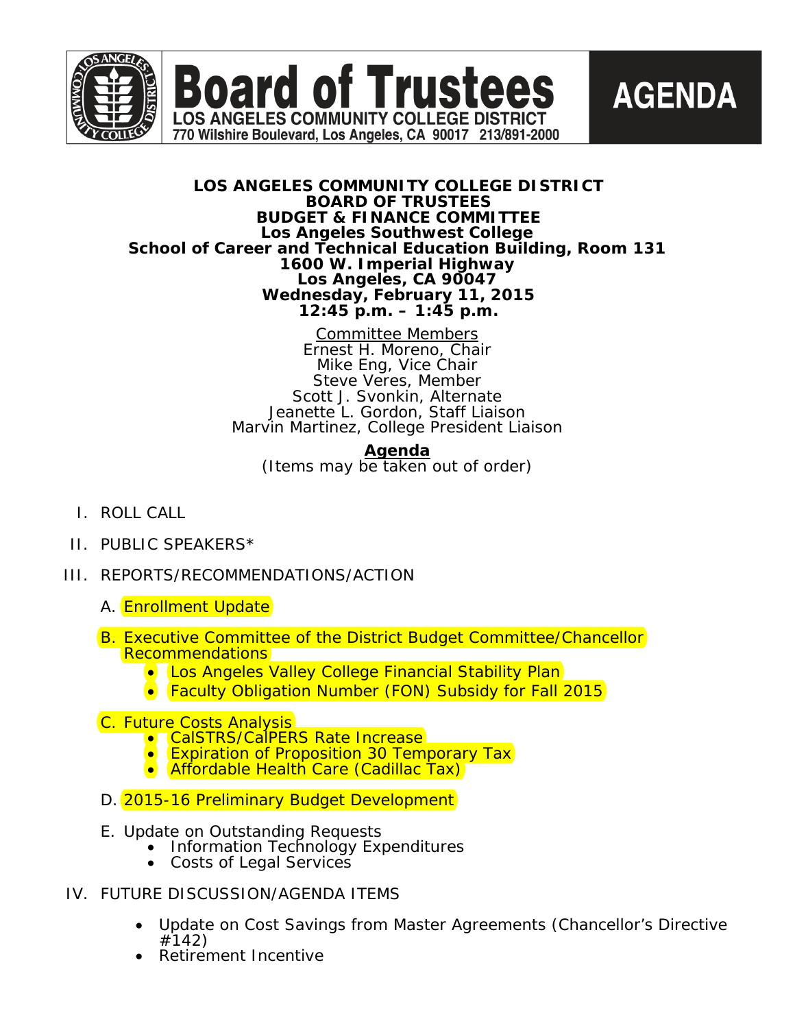**Board of Trustees** LOS ANGELES COMMUNITY COLLEGE DISTRICT 770 Wilshire Boulevard, Los Angeles, CA 90017 213/891-2000 **AGENDA**

**LOS ANGELES COMMUNITY COLLEGE DISTRICT**
**BOARD OF TRUSTEES**
**BUDGET & FINANCE COMMITTEE**
**Los Angeles Southwest College**
**School of Career and Technical Education Building, Room 131**
**1600 W. Imperial Highway**
**Los Angeles, CA 90047**
**Wednesday, February 11, 2015**
**12:45 p.m. – 1:45 p.m.**

Committee Members
Ernest H. Moreno, Chair
Mike Eng, Vice Chair
Steve Veres, Member
Scott J. Svonkin, Alternate
Jeanette L. Gordon, Staff Liaison
Marvin Martinez, College President Liaison

**Agenda**
(Items may be taken out of order)

I. ROLL CALL

II. PUBLIC SPEAKERS*

III. REPORTS/RECOMMENDATIONS/ACTION

A. Enrollment Update

B. Executive Committee of the District Budget Committee/Chancellor Recommendations
- Los Angeles Valley College Financial Stability Plan
- Faculty Obligation Number (FON) Subsidy for Fall 2015

C. Future Costs Analysis
- CalSTRS/CalPERS Rate Increase
- Expiration of Proposition 30 Temporary Tax
- Affordable Health Care (Cadillac Tax)

D. 2015-16 Preliminary Budget Development

E. Update on Outstanding Requests
- Information Technology Expenditures
- Costs of Legal Services

IV. FUTURE DISCUSSION/AGENDA ITEMS

- Update on Cost Savings from Master Agreements (Chancellor's Directive #142)
- Retirement Incentive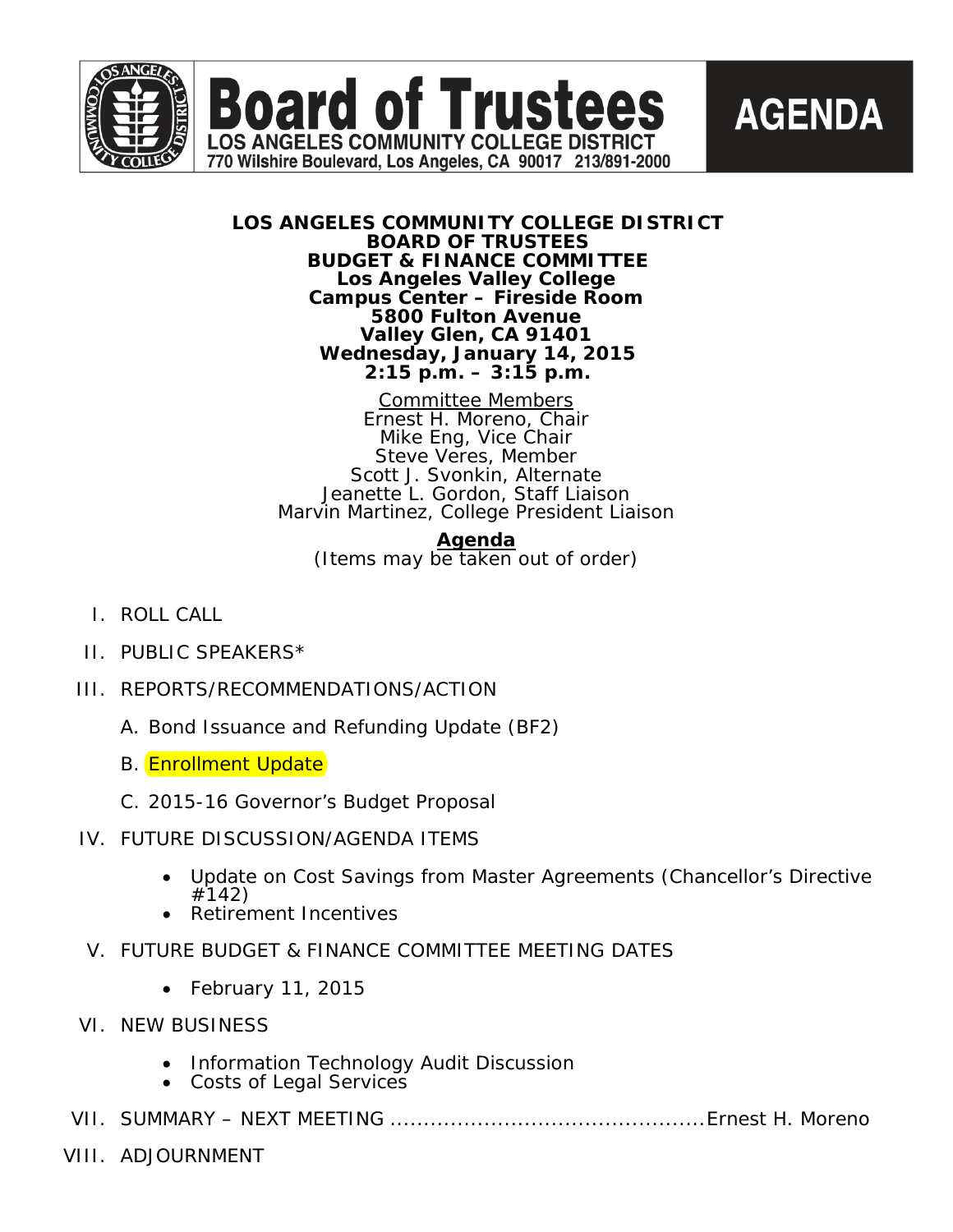# Board of Trustees

**LOS ANGELES COMMUNITY COLLEGE DISTRICT**
770 Wilshire Boulevard, Los Angeles, CA 90017 213/891-2000

**AGENDA**

**LOS ANGELES COMMUNITY COLLEGE DISTRICT**
**BOARD OF TRUSTEES**
**BUDGET & FINANCE COMMITTEE**
**Los Angeles Valley College**
**Campus Center – Fireside Room**
**5800 Fulton Avenue**
**Valley Glen, CA 91401**
**Wednesday, January 14, 2015**
**2:15 p.m. – 3:15 p.m.**

Committee Members
Ernest H. Moreno, Chair
Mike Eng, Vice Chair
Steve Veres, Member
Scott J. Svonkin, Alternate
Jeanette L. Gordon, Staff Liaison
Marvin Martinez, College President Liaison

**Agenda**
(Items may be taken out of order)

I. ROLL CALL

II. PUBLIC SPEAKERS*

III. REPORTS/RECOMMENDATIONS/ACTION

   A. Bond Issuance and Refunding Update (BF2)

   B. Enrollment Update

   C. 2015-16 Governor's Budget Proposal

IV. FUTURE DISCUSSION/AGENDA ITEMS

   - Update on Cost Savings from Master Agreements (Chancellor's Directive #142)
   - Retirement Incentives

V. FUTURE BUDGET & FINANCE COMMITTEE MEETING DATES

   - February 11, 2015

VI. NEW BUSINESS

   - Information Technology Audit Discussion
   - Costs of Legal Services

VII. SUMMARY – NEXT MEETING ............................................ Ernest H. Moreno

VIII. ADJOURNMENT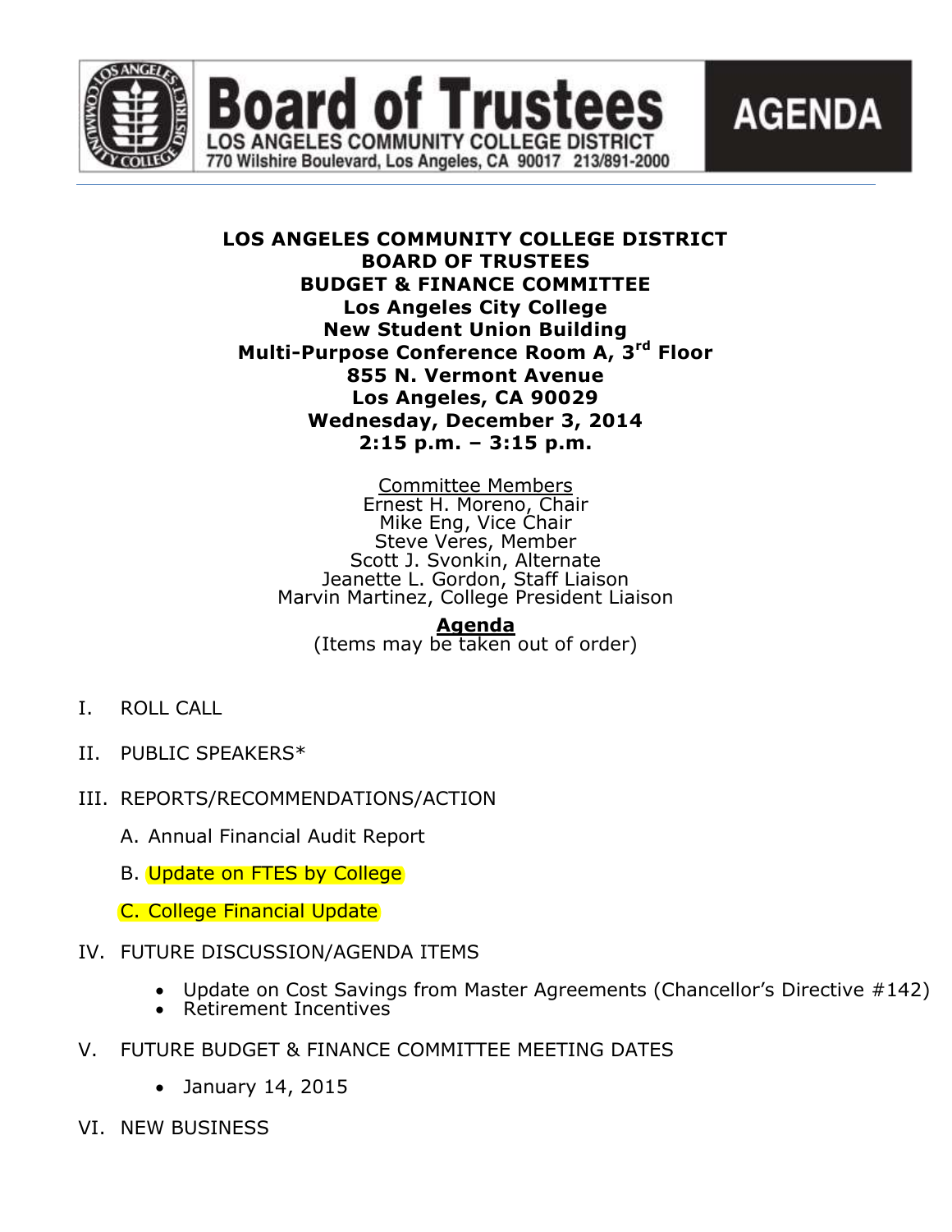# Board of Trustees

LOS ANGELES COMMUNITY COLLEGE DISTRICT
770 Wilshire Boulevard, Los Angeles, CA 90017 213/891-2000

**AGENDA**

**LOS ANGELES COMMUNITY COLLEGE DISTRICT**
**BOARD OF TRUSTEES**
**BUDGET & FINANCE COMMITTEE**
**Los Angeles City College**
**New Student Union Building**
**Multi-Purpose Conference Room A, 3rd Floor**
**855 N. Vermont Avenue**
**Los Angeles, CA 90029**
**Wednesday, December 3, 2014**
**2:15 p.m. – 3:15 p.m.**

Committee Members
Ernest H. Moreno, Chair
Mike Eng, Vice Chair
Steve Veres, Member
Scott J. Svonkin, Alternate
Jeanette L. Gordon, Staff Liaison
Marvin Martinez, College President Liaison

**Agenda**
(Items may be taken out of order)

I. ROLL CALL

II. PUBLIC SPEAKERS*

III. REPORTS/RECOMMENDATIONS/ACTION

   A. Annual Financial Audit Report

   B. Update on FTES by College

   C. College Financial Update

IV. FUTURE DISCUSSION/AGENDA ITEMS

   - Update on Cost Savings from Master Agreements (Chancellor's Directive #142)
   - Retirement Incentives

V. FUTURE BUDGET & FINANCE COMMITTEE MEETING DATES

   - January 14, 2015

VI. NEW BUSINESS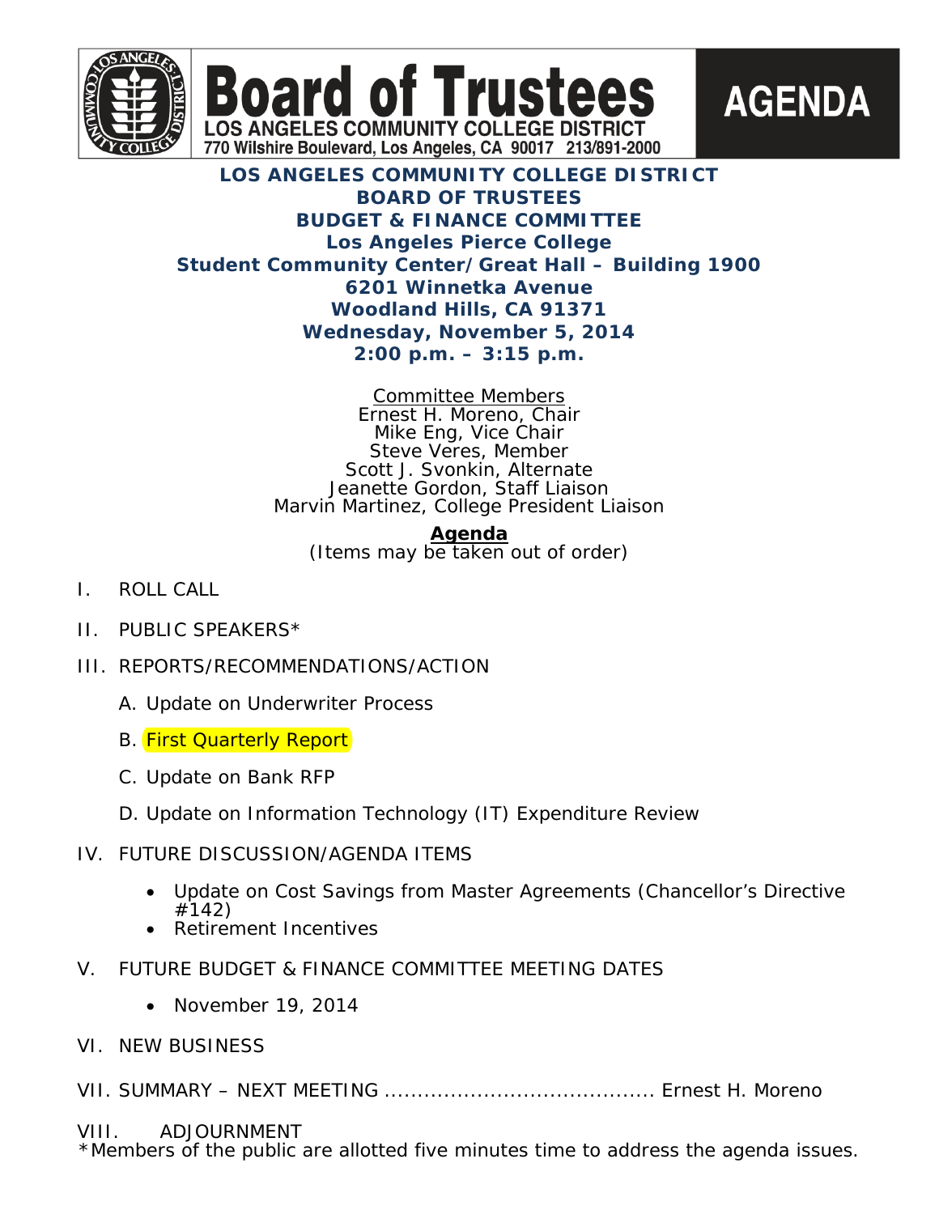# Board of Trustees

LOS ANGELES COMMUNITY COLLEGE DISTRICT
770 Wilshire Boulevard, Los Angeles, CA 90017 213/891-2000

**AGENDA**

**LOS ANGELES COMMUNITY COLLEGE DISTRICT**
**BOARD OF TRUSTEES**
**BUDGET & FINANCE COMMITTEE**
**Los Angeles Pierce College**
**Student Community Center/Great Hall – Building 1900**
**6201 Winnetka Avenue**
**Woodland Hills, CA 91371**
**Wednesday, November 5, 2014**
**2:00 p.m. – 3:15 p.m.**

Committee Members
Ernest H. Moreno, Chair
Mike Eng, Vice Chair
Steve Veres, Member
Scott J. Svonkin, Alternate
Jeanette Gordon, Staff Liaison
Marvin Martinez, College President Liaison

**Agenda**
(Items may be taken out of order)

I. ROLL CALL

II. PUBLIC SPEAKERS*

III. REPORTS/RECOMMENDATIONS/ACTION

A. Update on Underwriter Process

B. First Quarterly Report

C. Update on Bank RFP

D. Update on Information Technology (IT) Expenditure Review

IV. FUTURE DISCUSSION/AGENDA ITEMS

- Update on Cost Savings from Master Agreements (Chancellor's Directive #142)
- Retirement Incentives

V. FUTURE BUDGET & FINANCE COMMITTEE MEETING DATES

- November 19, 2014

VI. NEW BUSINESS

VII. SUMMARY – NEXT MEETING ........................................ Ernest H. Moreno

VIII. ADJOURNMENT

*Members of the public are allotted five minutes time to address the agenda issues.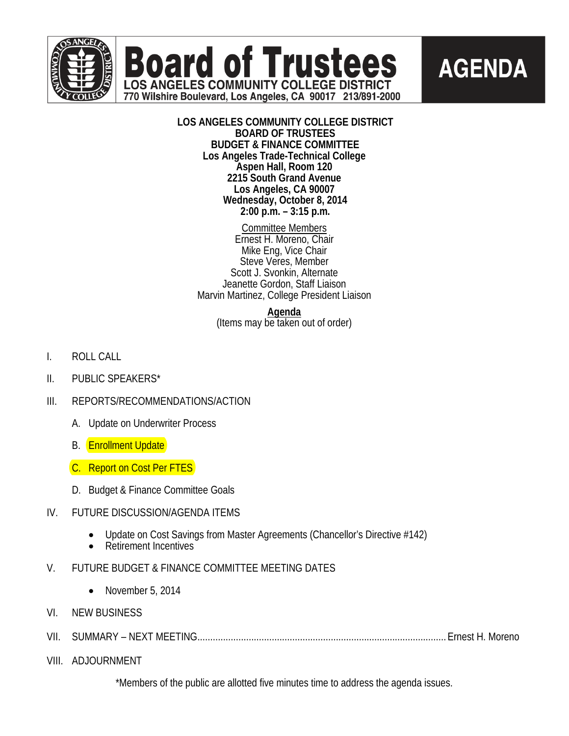# Board of Trustees

LOS ANGELES COMMUNITY COLLEGE DISTRICT
770 Wilshire Boulevard, Los Angeles, CA 90017 213/891-2000

**AGENDA**

**LOS ANGELES COMMUNITY COLLEGE DISTRICT**
**BOARD OF TRUSTEES**
**BUDGET & FINANCE COMMITTEE**
**Los Angeles Trade-Technical College**
**Aspen Hall, Room 120**
**2215 South Grand Avenue**
**Los Angeles, CA 90007**
**Wednesday, October 8, 2014**
**2:00 p.m. – 3:15 p.m.**

Committee Members
Ernest H. Moreno, Chair
Mike Eng, Vice Chair
Steve Veres, Member
Scott J. Svonkin, Alternate
Jeanette Gordon, Staff Liaison
Marvin Martinez, College President Liaison

**Agenda**
(Items may be taken out of order)

I. ROLL CALL

II. PUBLIC SPEAKERS*

III. REPORTS/RECOMMENDATIONS/ACTION

   A. Update on Underwriter Process

   B. Enrollment Update

   C. Report on Cost Per FTES

   D. Budget & Finance Committee Goals

IV. FUTURE DISCUSSION/AGENDA ITEMS

   - Update on Cost Savings from Master Agreements (Chancellor's Directive #142)
   - Retirement Incentives

V. FUTURE BUDGET & FINANCE COMMITTEE MEETING DATES

   - November 5, 2014

VI. NEW BUSINESS

VII. SUMMARY – NEXT MEETING.................................................. Ernest H. Moreno

VIII. ADJOURNMENT

*Members of the public are allotted five minutes time to address the agenda issues.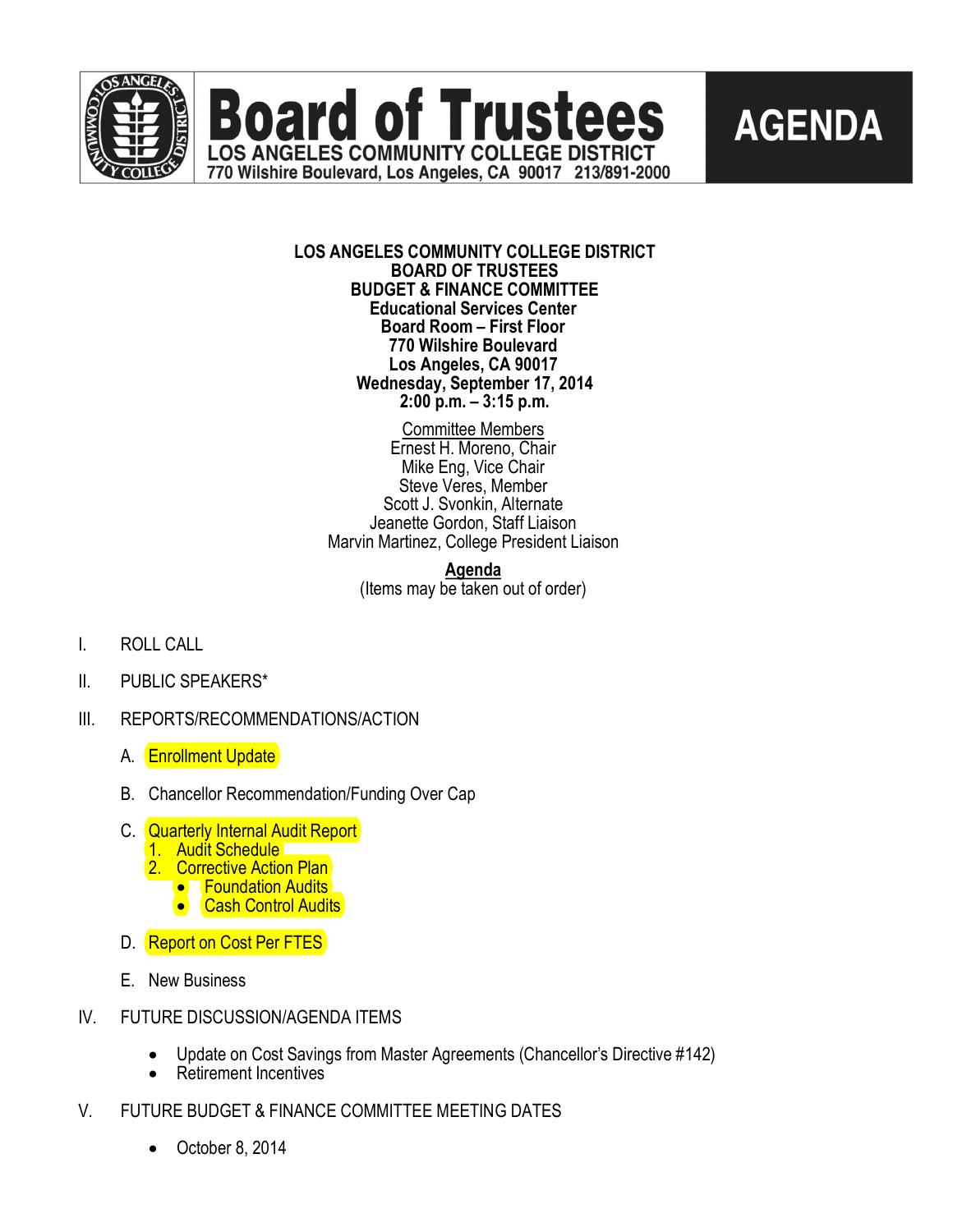# Board of Trustees

LOS ANGELES COMMUNITY COLLEGE DISTRICT
770 Wilshire Boulevard, Los Angeles, CA 90017 213/891-2000

**AGENDA**

**LOS ANGELES COMMUNITY COLLEGE DISTRICT**
**BOARD OF TRUSTEES**
**BUDGET & FINANCE COMMITTEE**
**Educational Services Center**
**Board Room – First Floor**
**770 Wilshire Boulevard**
**Los Angeles, CA 90017**
**Wednesday, September 17, 2014**
**2:00 p.m. – 3:15 p.m.**

Committee Members
Ernest H. Moreno, Chair
Mike Eng, Vice Chair
Steve Veres, Member
Scott J. Svonkin, Alternate
Jeanette Gordon, Staff Liaison
Marvin Martinez, College President Liaison

**Agenda**
(Items may be taken out of order)

I. ROLL CALL

II. PUBLIC SPEAKERS*

III. REPORTS/RECOMMENDATIONS/ACTION

A. Enrollment Update

B. Chancellor Recommendation/Funding Over Cap

C. Quarterly Internal Audit Report
1. Audit Schedule
2. Corrective Action Plan
   - Foundation Audits
   - Cash Control Audits

D. Report on Cost Per FTES

E. New Business

IV. FUTURE DISCUSSION/AGENDA ITEMS

- Update on Cost Savings from Master Agreements (Chancellor's Directive #142)
- Retirement Incentives

V. FUTURE BUDGET & FINANCE COMMITTEE MEETING DATES

- October 8, 2014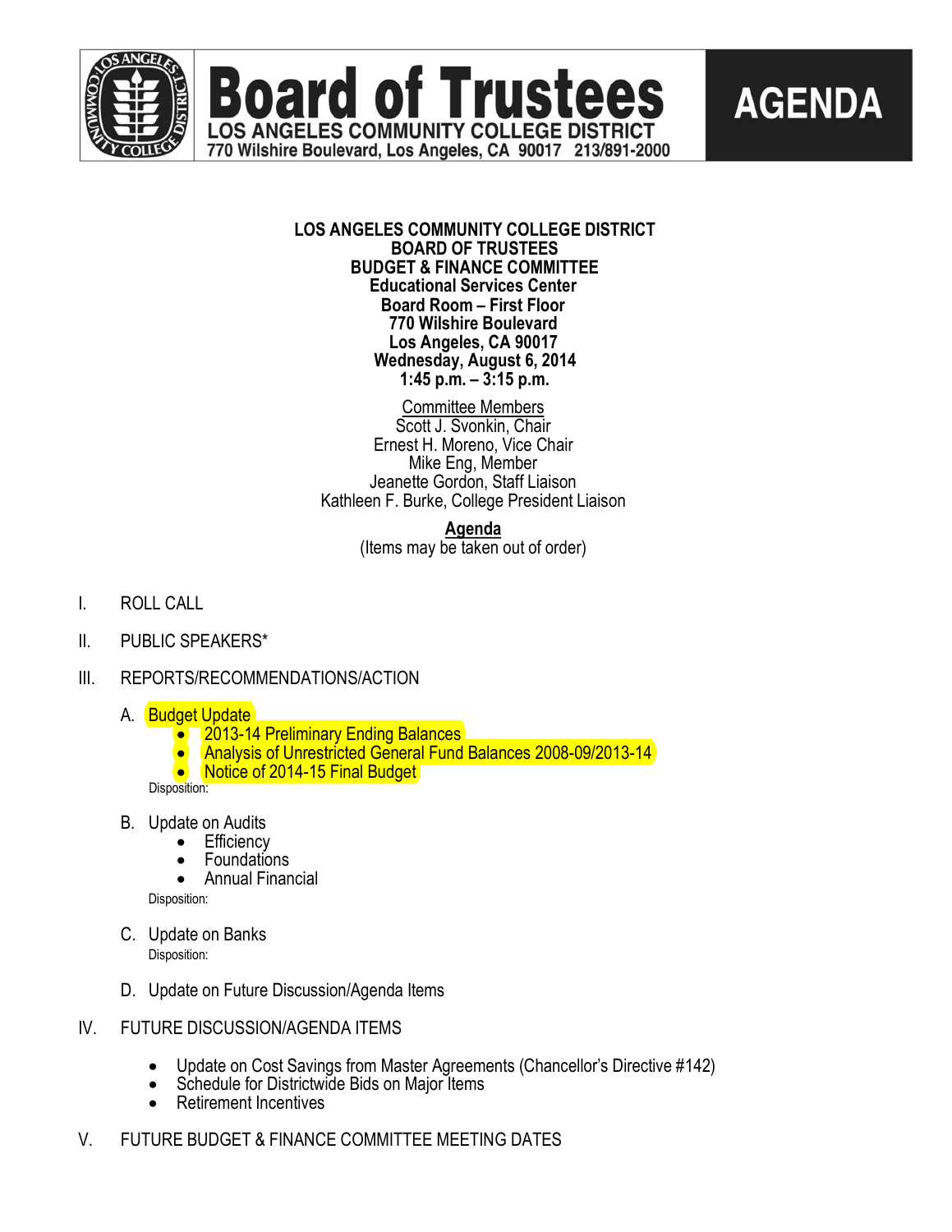# Board of Trustees

**LOS ANGELES COMMUNITY COLLEGE DISTRICT**
770 Wilshire Boulevard, Los Angeles, CA 90017 213/891-2000

**AGENDA**

**LOS ANGELES COMMUNITY COLLEGE DISTRICT**
**BOARD OF TRUSTEES**
**BUDGET & FINANCE COMMITTEE**
**Educational Services Center**
**Board Room – First Floor**
**770 Wilshire Boulevard**
**Los Angeles, CA 90017**
**Wednesday, August 6, 2014**
**1:45 p.m. – 3:15 p.m.**

Committee Members
Scott J. Svonkin, Chair
Ernest H. Moreno, Vice Chair
Mike Eng, Member
Jeanette Gordon, Staff Liaison
Kathleen F. Burke, College President Liaison

**Agenda**
(Items may be taken out of order)

I. ROLL CALL

II. PUBLIC SPEAKERS*

III. REPORTS/RECOMMENDATIONS/ACTION

A. Budget Update
- 2013-14 Preliminary Ending Balances
- Analysis of Unrestricted General Fund Balances 2008-09/2013-14
- Notice of 2014-15 Final Budget

Disposition:

B. Update on Audits
- Efficiency
- Foundations
- Annual Financial

Disposition:

C. Update on Banks

Disposition:

D. Update on Future Discussion/Agenda Items

IV. FUTURE DISCUSSION/AGENDA ITEMS

- Update on Cost Savings from Master Agreements (Chancellor's Directive #142)
- Schedule for Districtwide Bids on Major Items
- Retirement Incentives

V. FUTURE BUDGET & FINANCE COMMITTEE MEETING DATES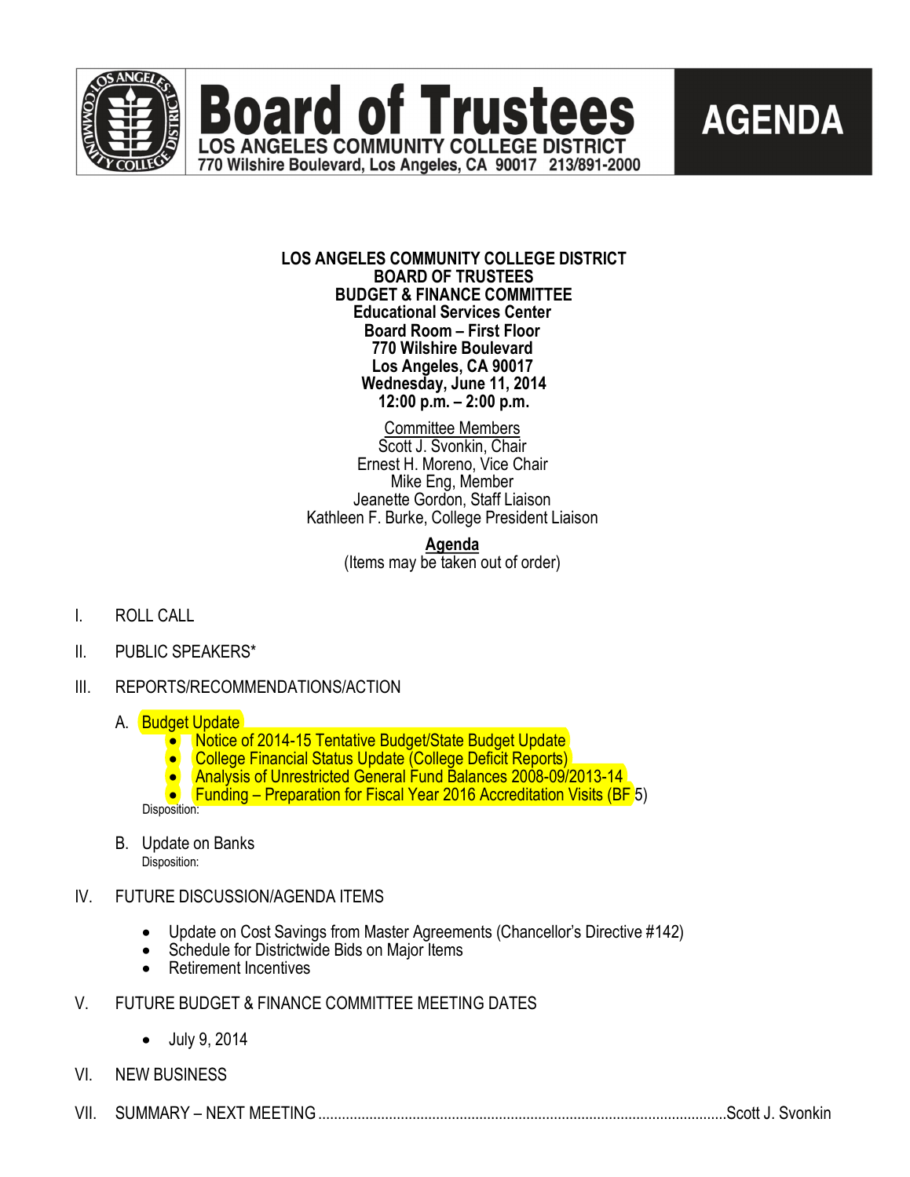# Board of Trustees

LOS ANGELES COMMUNITY COLLEGE DISTRICT
770 Wilshire Boulevard, Los Angeles, CA 90017 213/891-2000

# AGENDA

**LOS ANGELES COMMUNITY COLLEGE DISTRICT**
**BOARD OF TRUSTEES**
**BUDGET & FINANCE COMMITTEE**
**Educational Services Center**
**Board Room – First Floor**
**770 Wilshire Boulevard**
**Los Angeles, CA 90017**
**Wednesday, June 11, 2014**
**12:00 p.m. – 2:00 p.m.**

Committee Members
Scott J. Svonkin, Chair
Ernest H. Moreno, Vice Chair
Mike Eng, Member
Jeanette Gordon, Staff Liaison
Kathleen F. Burke, College President Liaison

**Agenda**
(Items may be taken out of order)

I. ROLL CALL

II. PUBLIC SPEAKERS*

III. REPORTS/RECOMMENDATIONS/ACTION

A. Budget Update
- Notice of 2014-15 Tentative Budget/State Budget Update
- College Financial Status Update (College Deficit Reports)
- Analysis of Unrestricted General Fund Balances 2008-09/2013-14
- Funding – Preparation for Fiscal Year 2016 Accreditation Visits (BF 5)

Disposition:

B. Update on Banks

Disposition:

IV. FUTURE DISCUSSION/AGENDA ITEMS

- Update on Cost Savings from Master Agreements (Chancellor's Directive #142)
- Schedule for Districtwide Bids on Major Items
- Retirement Incentives

V. FUTURE BUDGET & FINANCE COMMITTEE MEETING DATES

- July 9, 2014

VI. NEW BUSINESS

VII. SUMMARY – NEXT MEETING ........................................ Scott J. Svonkin